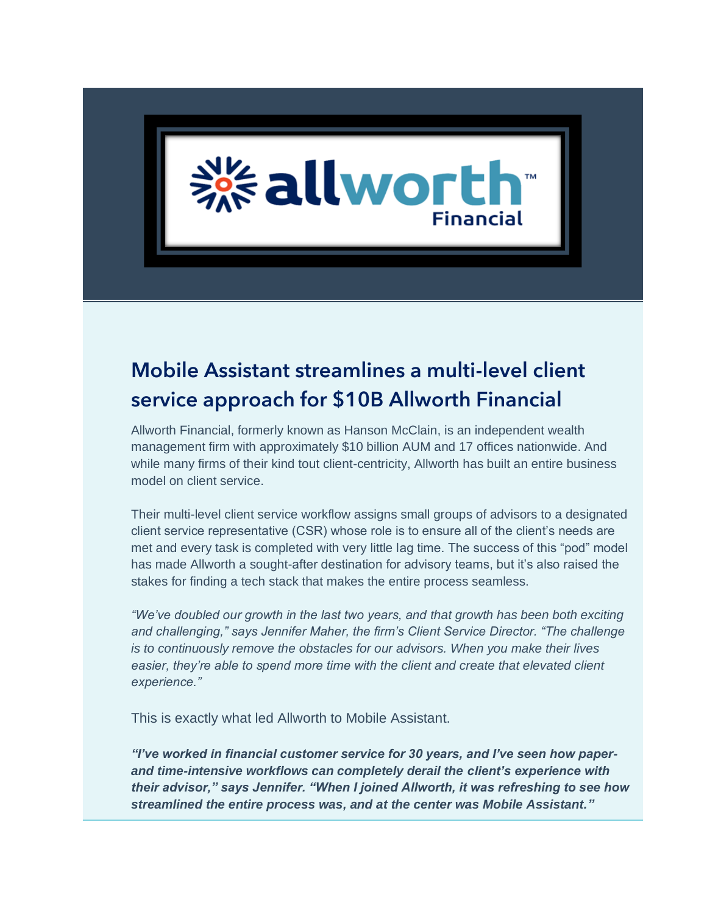## Mobile Assistant streamlines a multi-level client service approach for $10B Allworth Financial

Allworth Financial, formerly known as Hanson McClain, is an independent wealth management firm with approximately $10 billion AUM and 17 offices nationwide. And while many firms of their kind tout client-centricity, Allworth has built an entire business model on client service.

Their multi-level client service workflow assigns small groups of advisors to a designated client service representative (CSR) whose role is to ensure all of the client's needs are met and every task is completed with very little lag time. The success of this "pod" model has made Allworth a sought-after destination for advisory teams, but it's also raised the stakes for finding a tech stack that makes the entire process seamless.

*"We've doubled our growth in the last two years, and that growth has been both exciting and challenging," says Jennifer Maher, the firm's Client Service Director. "The challenge is to continuously remove the obstacles for our advisors. When you make their lives easier, they're able to spend more time with the client and create that elevated client experience."*

This is exactly what led Allworth to Mobile Assistant.

***"I've worked in financial customer service for 30 years, and I've seen how paper- and time-intensive workflows can completely derail the client's experience with their advisor," says Jennifer. "When I joined Allworth, it was refreshing to see how streamlined the entire process was, and at the center was Mobile Assistant."***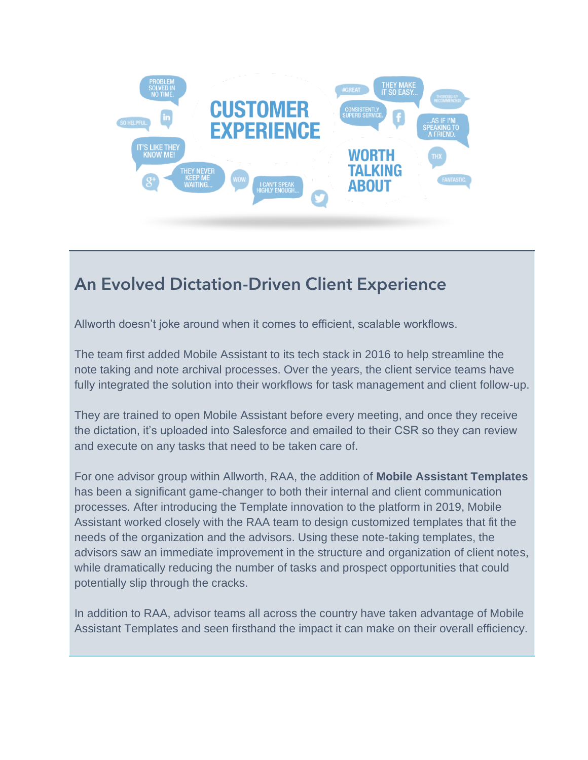## An Evolved Dictation-Driven Client Experience

Allworth doesn’t joke around when it comes to efficient, scalable workflows.

The team first added Mobile Assistant to its tech stack in 2016 to help streamline the note taking and note archival processes. Over the years, the client service teams have fully integrated the solution into their workflows for task management and client follow-up.

They are trained to open Mobile Assistant before every meeting, and once they receive the dictation, it’s uploaded into Salesforce and emailed to their CSR so they can review and execute on any tasks that need to be taken care of.

For one advisor group within Allworth, RAA, the addition of **Mobile Assistant Templates** has been a significant game-changer to both their internal and client communication processes. After introducing the Template innovation to the platform in 2019, Mobile Assistant worked closely with the RAA team to design customized templates that fit the needs of the organization and the advisors. Using these note-taking templates, the advisors saw an immediate improvement in the structure and organization of client notes, while dramatically reducing the number of tasks and prospect opportunities that could potentially slip through the cracks.

In addition to RAA, advisor teams all across the country have taken advantage of Mobile Assistant Templates and seen firsthand the impact it can make on their overall efficiency.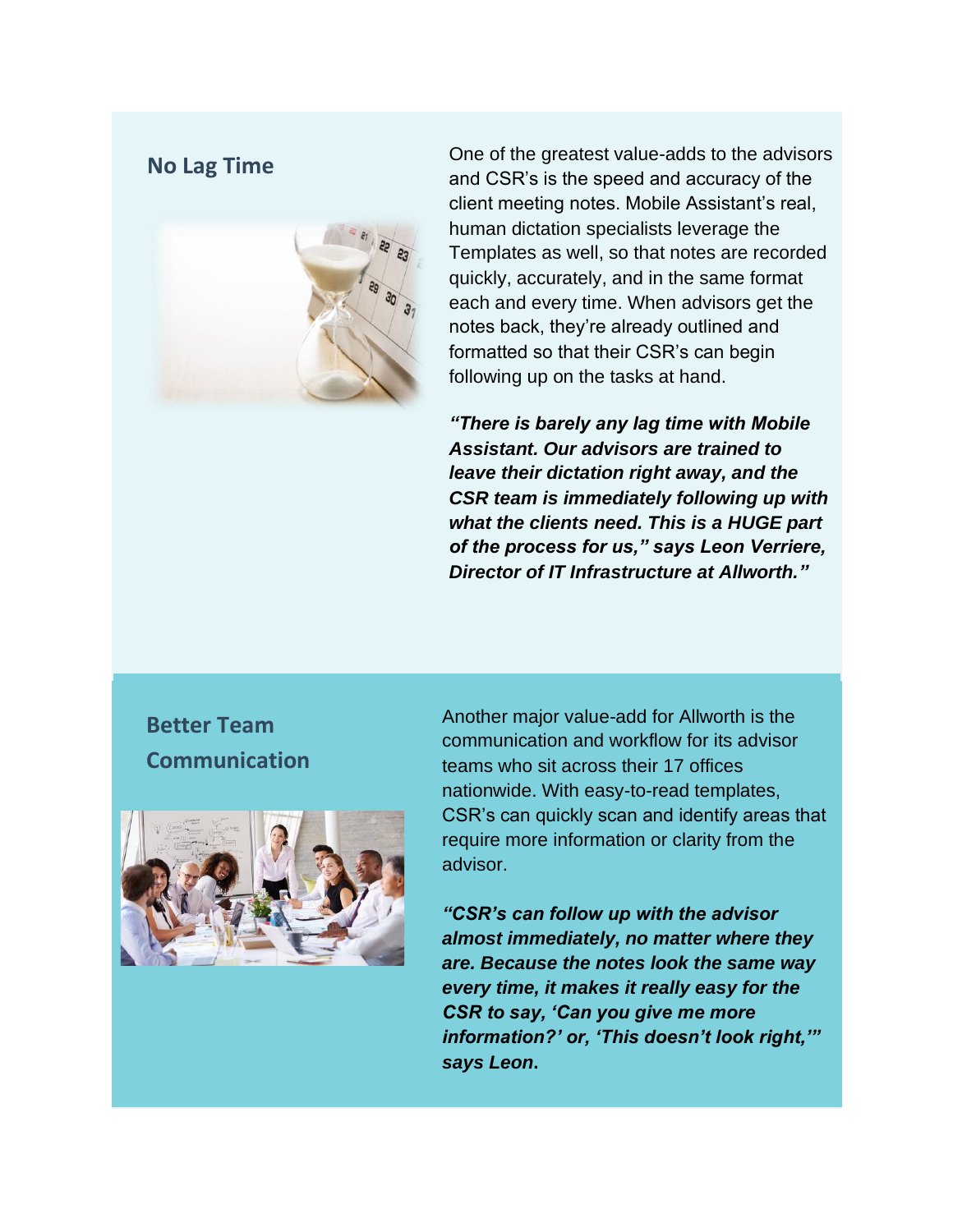## No Lag Time

One of the greatest value-adds to the advisors and CSR's is the speed and accuracy of the client meeting notes. Mobile Assistant's real, human dictation specialists leverage the Templates as well, so that notes are recorded quickly, accurately, and in the same format each and every time. When advisors get the notes back, they're already outlined and formatted so that their CSR's can begin following up on the tasks at hand.

***"There is barely any lag time with Mobile Assistant. Our advisors are trained to leave their dictation right away, and the CSR team is immediately following up with what the clients need. This is a HUGE part of the process for us," says Leon Verriere, Director of IT Infrastructure at Allworth."***

## Better Team Communication

Another major value-add for Allworth is the communication and workflow for its advisor teams who sit across their 17 offices nationwide. With easy-to-read templates, CSR's can quickly scan and identify areas that require more information or clarity from the advisor.

***"CSR's can follow up with the advisor almost immediately, no matter where they are. Because the notes look the same way every time, it makes it really easy for the CSR to say, 'Can you give me more information?' or, 'This doesn't look right,'" says Leon.***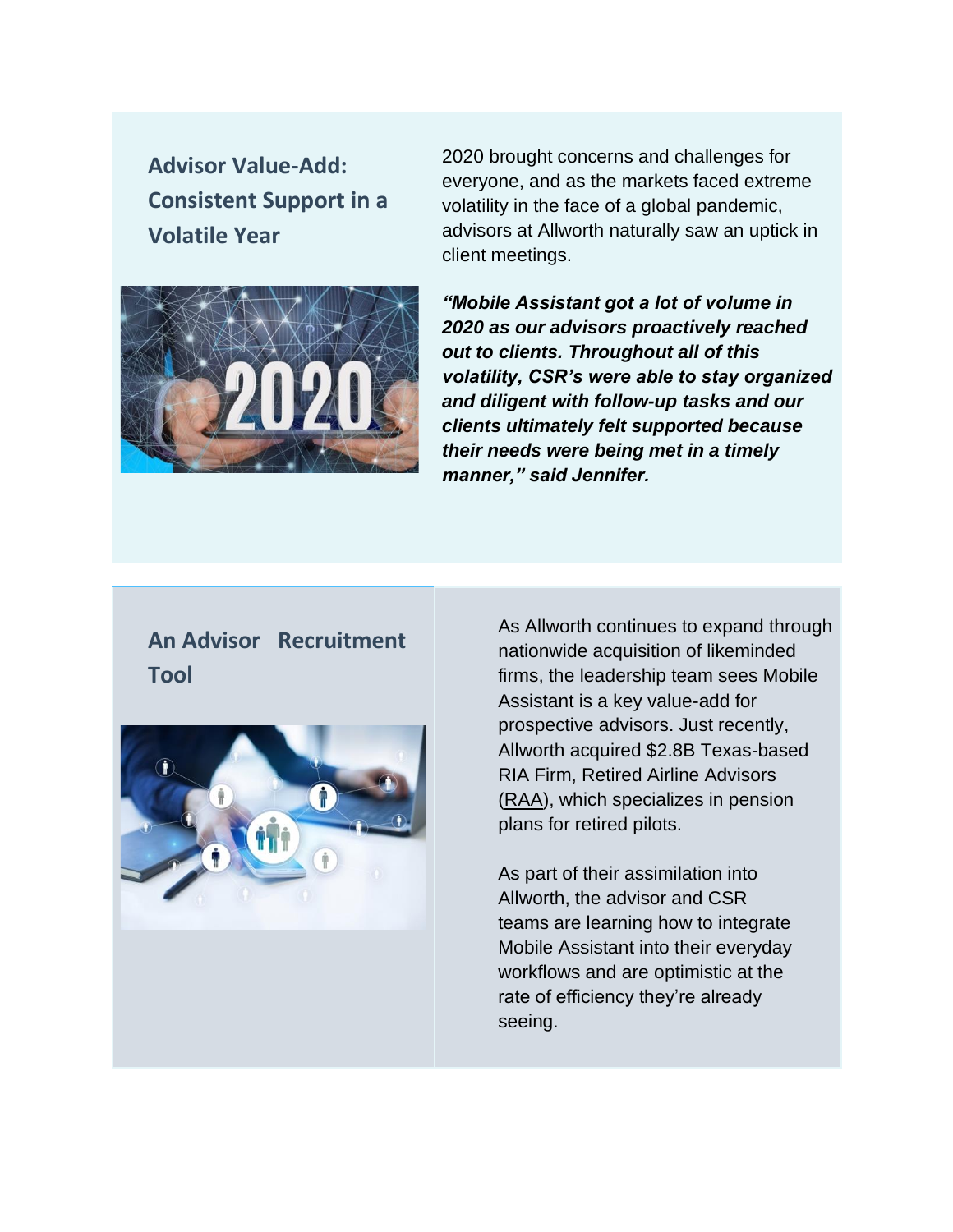## Advisor Value-Add: Consistent Support in a Volatile Year

2020 brought concerns and challenges for everyone, and as the markets faced extreme volatility in the face of a global pandemic, advisors at Allworth naturally saw an uptick in client meetings.

***"Mobile Assistant got a lot of volume in 2020 as our advisors proactively reached out to clients. Throughout all of this volatility, CSR's were able to stay organized and diligent with follow-up tasks and our clients ultimately felt supported because their needs were being met in a timely manner," said Jennifer.***

## An Advisor Recruitment Tool

As Allworth continues to expand through nationwide acquisition of likeminded firms, the leadership team sees Mobile Assistant is a key value-add for prospective advisors. Just recently, Allworth acquired $2.8B Texas-based RIA Firm, Retired Airline Advisors (RAA), which specializes in pension plans for retired pilots.

As part of their assimilation into Allworth, the advisor and CSR teams are learning how to integrate Mobile Assistant into their everyday workflows and are optimistic at the rate of efficiency they're already seeing.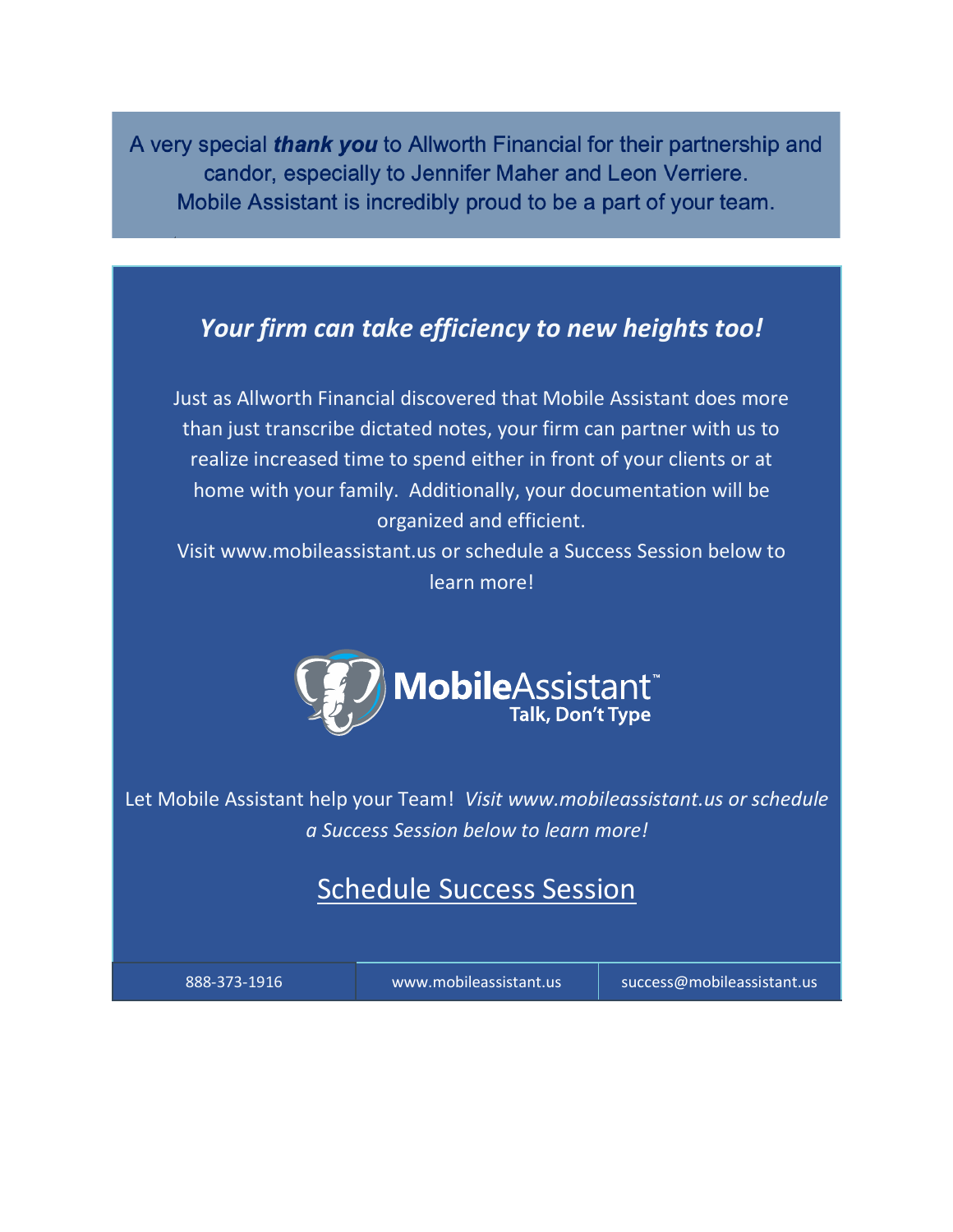A very special ***thank you*** to Allworth Financial for their partnership and candor, especially to Jennifer Maher and Leon Verriere.
Mobile Assistant is incredibly proud to be a part of your team.

## *Your firm can take efficiency to new heights too!*

Just as Allworth Financial discovered that Mobile Assistant does more than just transcribe dictated notes, your firm can partner with us to realize increased time to spend either in front of your clients or at home with your family. Additionally, your documentation will be organized and efficient.
Visit www.mobileassistant.us or schedule a Success Session below to learn more!

**Mobile**Assistant™
**Talk, Don't Type**

Let Mobile Assistant help your Team! *Visit www.mobileassistant.us or schedule a Success Session below to learn more!*

Schedule Success Session

| | | |
|---|---|---|
| 888-373-1916 | www.mobileassistant.us | success@mobileassistant.us |